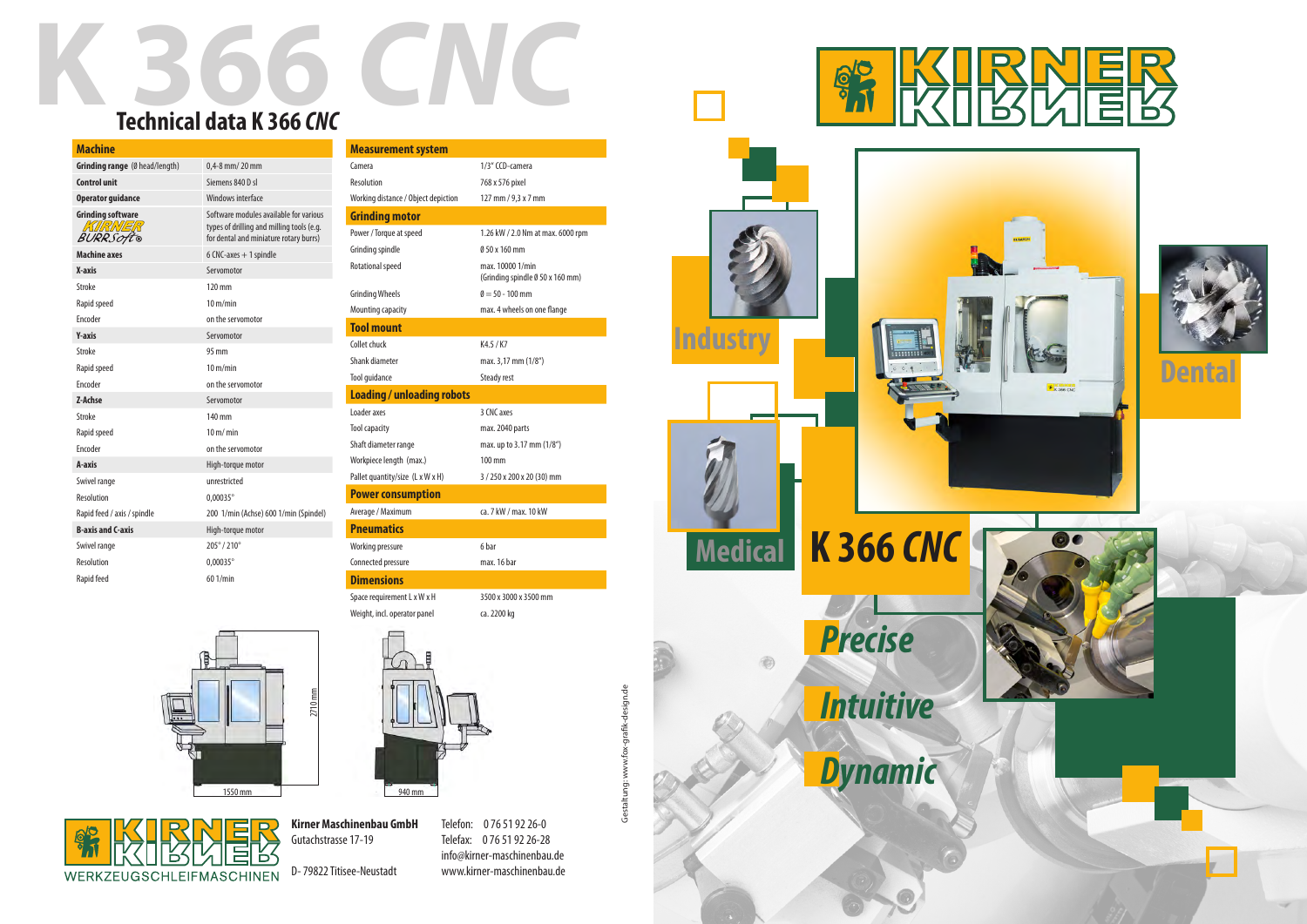# K 366 CNC

## Technical data K 366 *CNC*

| Machine | |
|---|---|
| **Grinding range** (Ø head/length) | 0,4-8 mm/ 20 mm |
| **Control unit** | Siemens 840 D sl |
| **Operator guidance** | Windows interface |
| **Grinding software** KIRNER BURRSoft® | Software modules available for various types of drilling and milling tools (e.g. for dental and miniature rotary burrs) |
| **Machine axes** | 6 CNC-axes + 1 spindle |
| **X-axis** | Servomotor |
| Stroke | 120 mm |
| Rapid speed | 10 m/min |
| Encoder | on the servomotor |
| **Y-axis** | Servomotor |
| Stroke | 95 mm |
| Rapid speed | 10 m/min |
| Encoder | on the servomotor |
| **Z-Achse** | Servomotor |
| Stroke | 140 mm |
| Rapid speed | 10 m/ min |
| Encoder | on the servomotor |
| **A-axis** | High-torque motor |
| Swivel range | unrestricted |
| Resolution | 0,00035° |
| Rapid feed / axis / spindle | 200 1/min (Achse) 600 1/min (Spindel) |
| **B-axis and C-axis** | High-torque motor |
| Swivel range | 205° / 210° |
| Resolution | 0,00035° |
| Rapid feed | 60 1/min |

| Measurement system | |
|---|---|
| Camera | 1/3" CCD-camera |
| Resolution | 768 x 576 pixel |
| Working distance / Object depiction | 127 mm / 9,3 x 7 mm |
| **Grinding motor** | |
| Power / Torque at speed | 1.26 kW / 2.0 Nm at max. 6000 rpm |
| Grinding spindle | Ø 50 x 160 mm |
| Rotational speed | max. 10000 1/min (Grinding spindle Ø 50 x 160 mm) |
| Grinding Wheels | Ø = 50 - 100 mm |
| Mounting capacity | max. 4 wheels on one flange |
| **Tool mount** | |
| Collet chuck | K4.5 / K7 |
| Shank diameter | max. 3,17 mm (1/8") |
| Tool guidance | Steady rest |
| **Loading / unloading robots** | |
| Loader axes | 3 CNC axes |
| Tool capacity | max. 2040 parts |
| Shaft diameter range | max. up to 3.17 mm (1/8") |
| Workpiece length (max.) | 100 mm |
| Pallet quantity/size (L x W x H) | 3 / 250 x 200 x 20 (30) mm |
| **Power consumption** | |
| Average / Maximum | ca. 7 kW / max. 10 kW |
| **Pneumatics** | |
| Working pressure | 6 bar |
| Connected pressure | max. 16 bar |
| **Dimensions** | |
| Space requirement L x W x H | 3500 x 3000 x 3500 mm |
| Weight, incl. operator panel | ca. 2200 kg |

2710 mm

1550 mm

940 mm

KIRNER WERKZEUGSCHLEIFMASCHINEN

**Kirner Maschinenbau GmbH**
Gutachstrasse 17-19

D- 79822 Titisee-Neustadt

Telefon: 0 76 51 92 26-0
Telefax: 0 76 51 92 26-28
info@kirner-maschinenbau.de
www.kirner-maschinenbau.de

Gestaltung: www.fox-grafik-design.de

KIRNER

Industry

Dental

Medical

K 366 *CNC*

*Precise*

*Intuitive*

*Dynamic*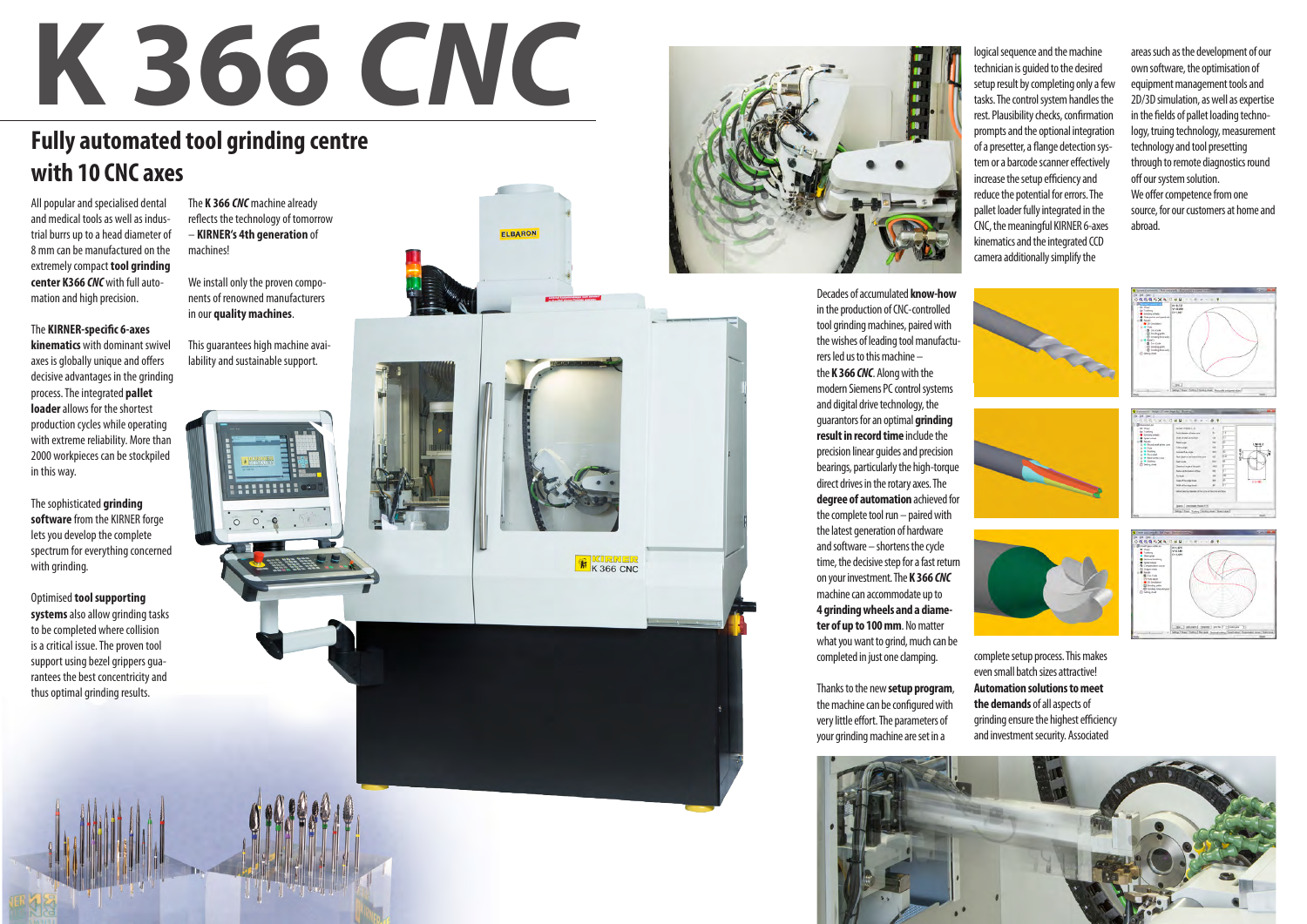# K 366 CNC

## Fully automated tool grinding centre with 10 CNC axes

All popular and specialised dental and medical tools as well as industrial burrs up to a head diameter of 8 mm can be manufactured on the extremely compact **tool grinding center K366 *CNC*** with full automation and high precision.

The **KIRNER-specific 6-axes kinematics** with dominant swivel axes is globally unique and offers decisive advantages in the grinding process. The integrated **pallet loader** allows for the shortest production cycles while operating with extreme reliability. More than 2000 workpieces can be stockpiled in this way.

The sophisticated **grinding software** from the KIRNER forge lets you develop the complete spectrum for everything concerned with grinding.

Optimised **tool supporting systems** also allow grinding tasks to be completed where collision is a critical issue. The proven tool support using bezel grippers guarantees the best concentricity and thus optimal grinding results.

The **K 366 *CNC*** machine already reflects the technology of tomorrow – **KIRNER's 4th generation** of machines!

We install only the proven components of renowned manufacturers in our **quality machines**.

This guarantees high machine availability and sustainable support.

Decades of accumulated **know-how** in the production of CNC-controlled tool grinding machines, paired with the wishes of leading tool manufacturers led us to this machine – the **K 366 *CNC***. Along with the modern Siemens PC control systems and digital drive technology, the guarantors for an optimal **grinding result in record time** include the precision linear guides and precision bearings, particularly the high-torque direct drives in the rotary axes. The **degree of automation** achieved for the complete tool run – paired with the latest generation of hardware and software – shortens the cycle time, the decisive step for a fast return on your investment. The **K 366 *CNC*** machine can accommodate up to **4 grinding wheels and a diameter of up to 100 mm**. No matter what you want to grind, much can be completed in just one clamping.

Thanks to the new **setup program**, the machine can be configured with very little effort. The parameters of your grinding machine are set in a logical sequence and the machine technician is guided to the desired setup result by completing only a few tasks. The control system handles the rest. Plausibility checks, confirmation prompts and the optional integration of a presetter, a flange detection system or a barcode scanner effectively increase the setup efficiency and reduce the potential for errors. The pallet loader fully integrated in the CNC, the meaningful KIRNER 6-axes kinematics and the integrated CCD camera additionally simplify the complete setup process. This makes even small batch sizes attractive!

**Automation solutions to meet the demands** of all aspects of grinding ensure the highest efficiency and investment security. Associated areas such as the development of our own software, the optimisation of equipment management tools and 2D/3D simulation, as well as expertise in the fields of pallet loading technology, truing technology, measurement technology and tool presetting through to remote diagnostics round off our system solution.

We offer competence from one source, for our customers at home and abroad.